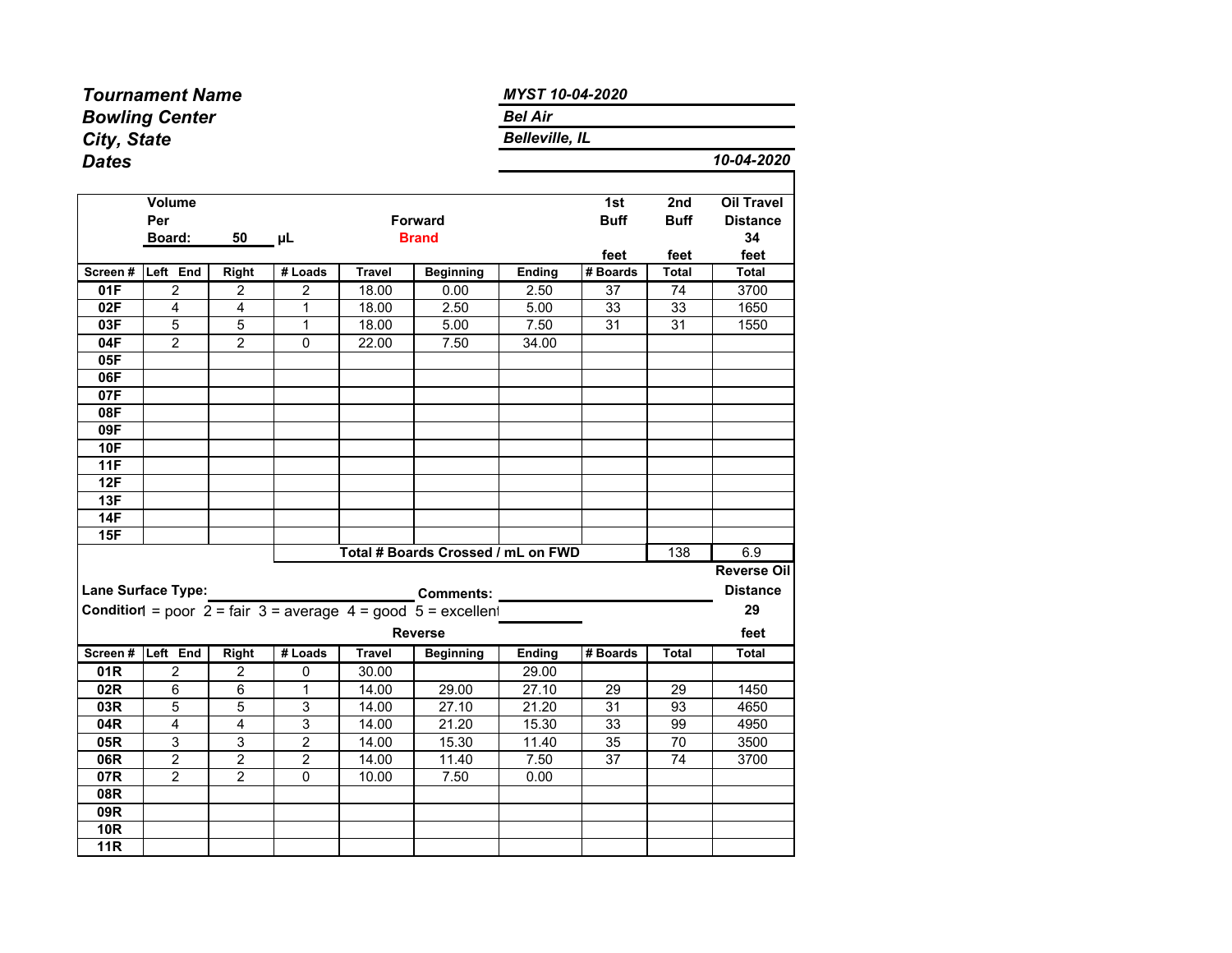| | |
|---|---|
| ***Tournament Name*** | ***MYST 10-04-2020*** |
| ***Bowling Center*** | ***Bel Air*** |
| ***City, State*** | ***Belleville, IL*** |
| ***Dates*** | ***10-04-2020*** |

**Volume Per Board:** 50 µL

**Forward** **Brand**

| Screen # | Left End | Right | # Loads | Travel | Beginning | Ending | 1st Buff feet # Boards | 2nd Buff feet Total | Oil Travel Distance 34 feet Total |
|---|---|---|---|---|---|---|---|---|---|
| **01F** | 2 | 2 | 2 | 18.00 | 0.00 | 2.50 | 37 | 74 | 3700 |
| **02F** | 4 | 4 | 1 | 18.00 | 2.50 | 5.00 | 33 | 33 | 1650 |
| **03F** | 5 | 5 | 1 | 18.00 | 5.00 | 7.50 | 31 | 31 | 1550 |
| **04F** | 2 | 2 | 0 | 22.00 | 7.50 | 34.00 | | | |
| **05F** | | | | | | | | | |
| **06F** | | | | | | | | | |
| **07F** | | | | | | | | | |
| **08F** | | | | | | | | | |
| **09F** | | | | | | | | | |
| **10F** | | | | | | | | | |
| **11F** | | | | | | | | | |
| **12F** | | | | | | | | | |
| **13F** | | | | | | | | | |
| **14F** | | | | | | | | | |
| **15F** | | | | | | | | | |
| | | | **Total # Boards Crossed / mL on FWD** | | | | | 138 | 6.9 |

**Lane Surface Type:** ____________________ **Comments:** ____________________

**Condition** 1 = poor 2 = fair 3 = average 4 = good 5 = excellent

**Reverse**

| Screen # | Left End | Right | # Loads | Travel | Beginning | Ending | # Boards | Total | Reverse Oil Distance 29 feet Total |
|---|---|---|---|---|---|---|---|---|---|
| **01R** | 2 | 2 | 0 | 30.00 | | 29.00 | | | |
| **02R** | 6 | 6 | 1 | 14.00 | 29.00 | 27.10 | 29 | 29 | 1450 |
| **03R** | 5 | 5 | 3 | 14.00 | 27.10 | 21.20 | 31 | 93 | 4650 |
| **04R** | 4 | 4 | 3 | 14.00 | 21.20 | 15.30 | 33 | 99 | 4950 |
| **05R** | 3 | 3 | 2 | 14.00 | 15.30 | 11.40 | 35 | 70 | 3500 |
| **06R** | 2 | 2 | 2 | 14.00 | 11.40 | 7.50 | 37 | 74 | 3700 |
| **07R** | 2 | 2 | 0 | 10.00 | 7.50 | 0.00 | | | |
| **08R** | | | | | | | | | |
| **09R** | | | | | | | | | |
| **10R** | | | | | | | | | |
| **11R** | | | | | | | | | |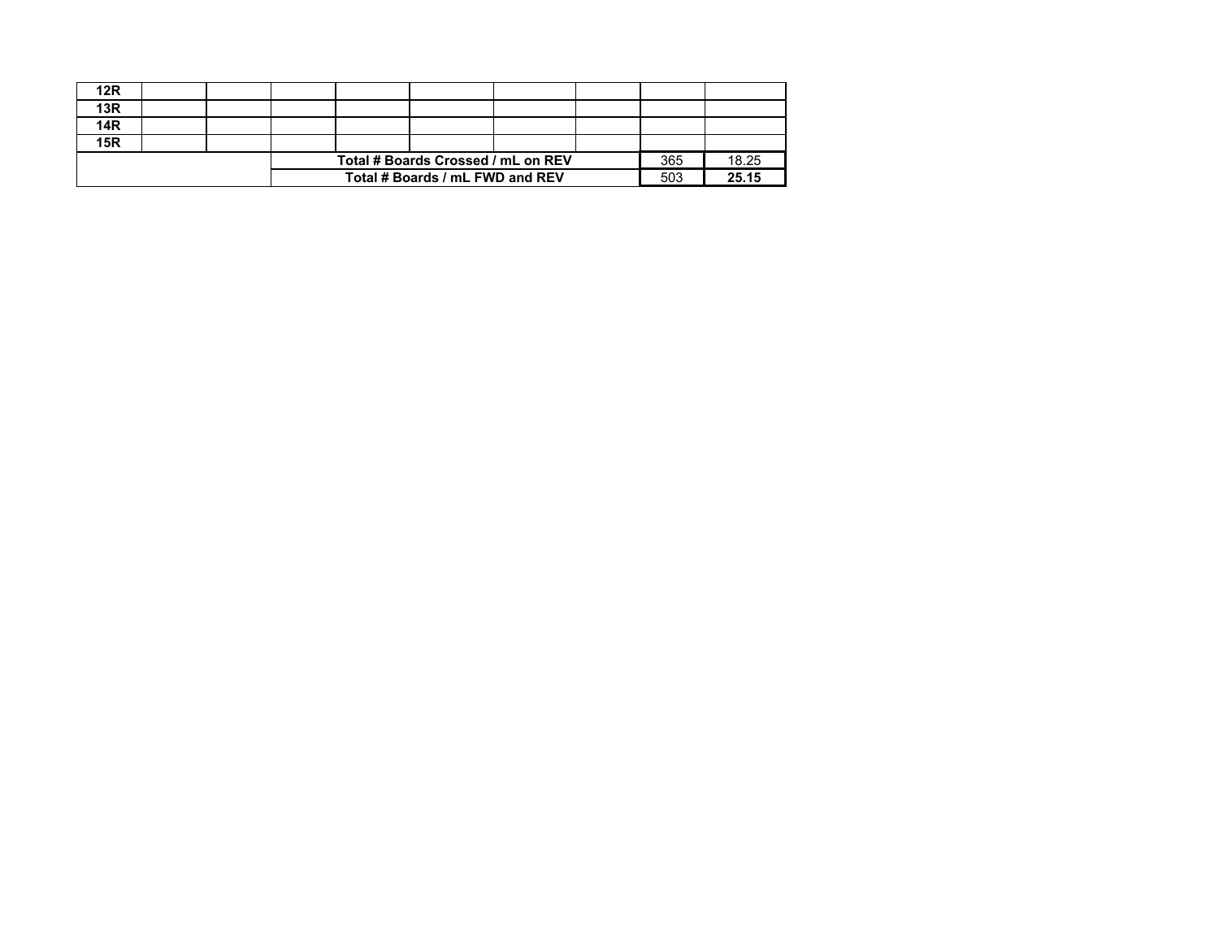| | | | | | | | | | |
|---|---|---|---|---|---|---|---|---|---|
| **12R** | | | | | | | | | |
| **13R** | | | | | | | | | |
| **14R** | | | | | | | | | |
| **15R** | | | | | | | | | |
| | | | **Total # Boards Crossed / mL on REV** | | | | | 365 | 18.25 |
| | | | **Total # Boards / mL FWD and REV** | | | | | 503 | **25.15** |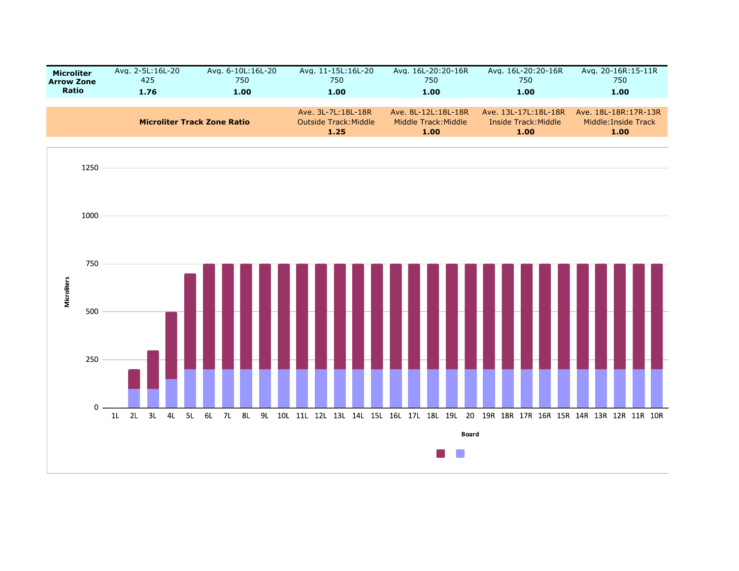| Microliter Arrow Zone Ratio | Avg. 2-5L:16L-20 | Avg. 6-10L:16L-20 | Avg. 11-15L:16L-20 | Avg. 16L-20:20-16R | Avg. 16L-20:20-16R | Avg. 20-16R:15-11R |
|---|---|---|---|---|---|---|
| | 425 | 750 | 750 | 750 | 750 | 750 |
| | **1.76** | **1.00** | **1.00** | **1.00** | **1.00** | **1.00** |

| **Microliter Track Zone Ratio** | Ave. 3L-7L:18L-18R | Ave. 8L-12L:18L-18R | Ave. 13L-17L:18L-18R | Ave. 18L-18R:17R-13R |
|---|---|---|---|---|
| | Outside Track:Middle | Middle Track:Middle | Inside Track:Middle | Middle:Inside Track |
| | **1.25** | **1.00** | **1.00** | **1.00** |

| Board | 1L | 2L | 3L | 4L | 5L | 6L | 7L | 8L | 9L | 10L | 11L | 12L | 13L | 14L | 15L | 16L | 17L | 18L | 19L | 20 | 19R | 18R | 17R | 16R | 15R | 14R | 13R | 12R | 11R | 10R |
|---|---|---|---|---|---|---|---|---|---|---|---|---|---|---|---|---|---|---|---|---|---|---|---|---|---|---|---|---|---|---|
| Microliters (total) | 0 | 200 | 300 | 500 | 700 | 750 | 750 | 750 | 750 | 750 | 750 | 750 | 750 | 750 | 750 | 750 | 750 | 750 | 750 | 750 | 750 | 750 | 750 | 750 | 750 | 750 | 750 | 750 | 750 | 750 |
| Microliters (lower) | 0 | 100 | 100 | 150 | 200 | 200 | 200 | 200 | 200 | 200 | 200 | 200 | 200 | 200 | 200 | 200 | 200 | 200 | 200 | 200 | 200 | 200 | 200 | 200 | 200 | 200 | 200 | 200 | 200 | 200 |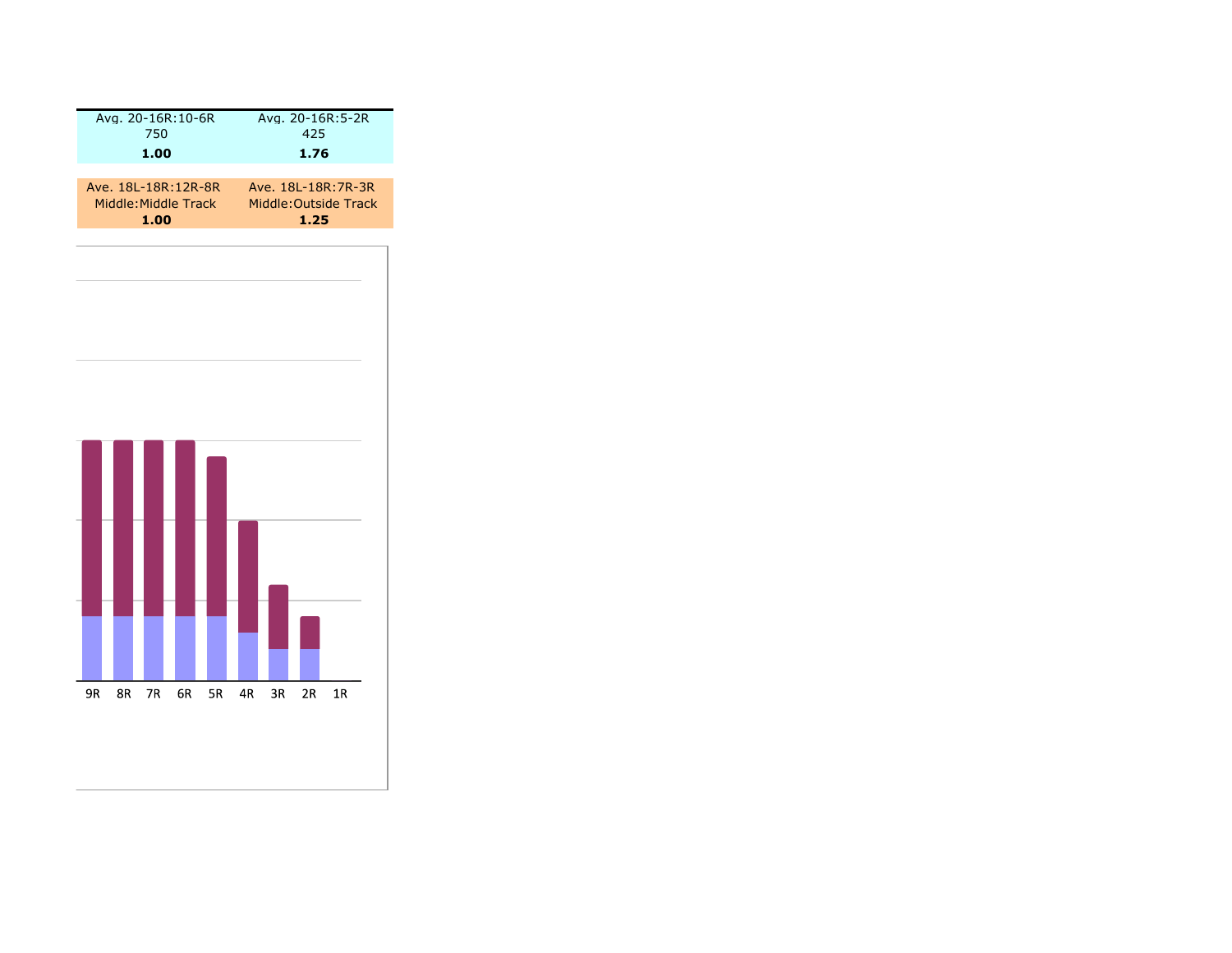| Avg. 20-16R:10-6R | Avg. 20-16R:5-2R |
| --- | --- |
| 750 | 425 |
| **1.00** | **1.76** |

| Ave. 18L-18R:12R-8R | Ave. 18L-18R:7R-3R |
| --- | --- |
| Middle:Middle Track | Middle:Outside Track |
| **1.00** | **1.25** |

9R 8R 7R 6R 5R 4R 3R 2R 1R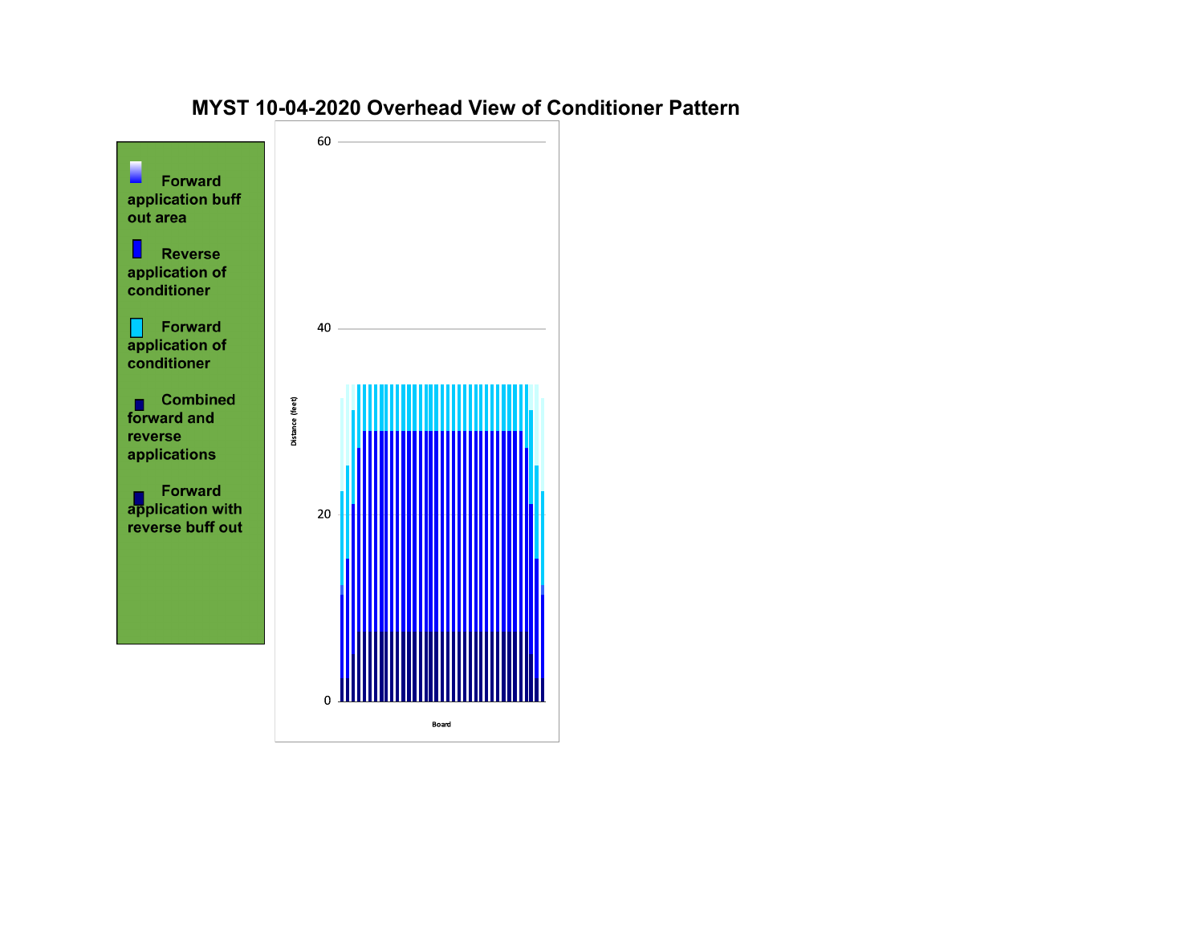# MYST 10-04-2020 Overhead View of Conditioner Pattern

Forward application buff out area

Reverse application of conditioner

Forward application of conditioner

Combined forward and reverse applications

Forward application with reverse buff out

60

40

20

0

Distance (feet)

Board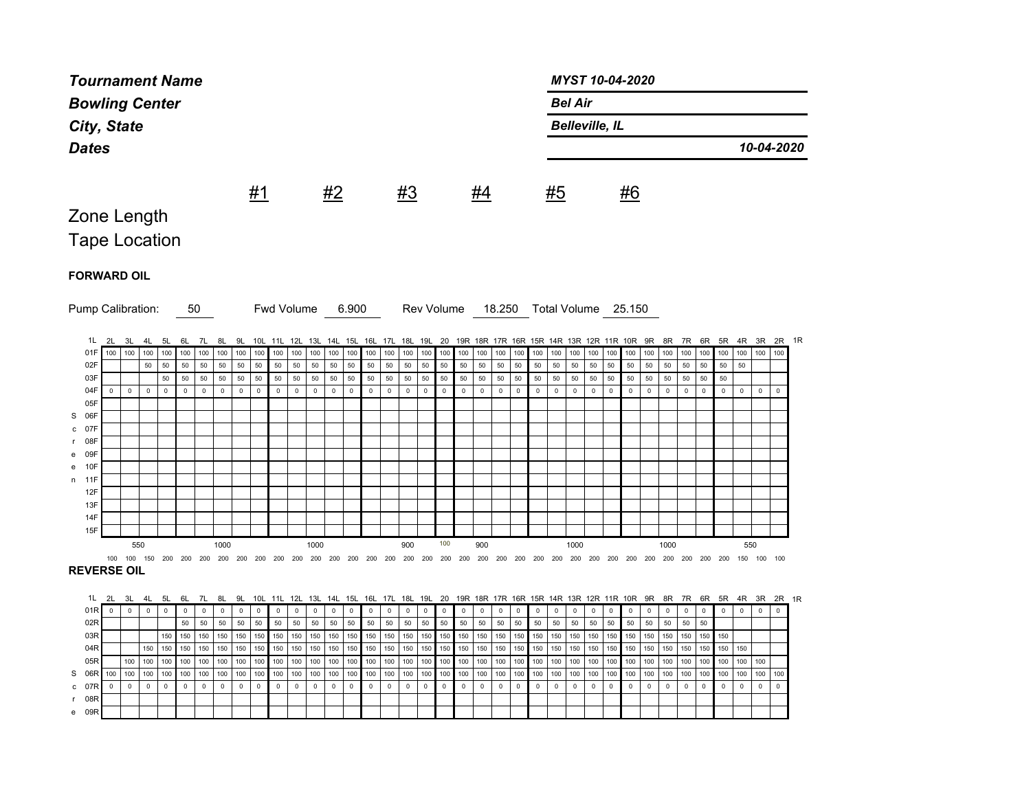| ***Tournament Name*** | ***MYST 10-04-2020*** |
|---|---|
| ***Bowling Center*** | ***Bel Air*** |
| ***City, State*** | ***Belleville, IL*** |
| ***Dates*** | ***10-04-2020*** |

| | #1 | #2 | #3 | #4 | #5 | #6 |
|---|---|---|---|---|---|---|
| Zone Length | | | | | | |
| Tape Location | | | | | | |

**FORWARD OIL**

Pump Calibration: 50 Fwd Volume 6.900 Rev Volume 18.250 Total Volume 25.150

| 1L | 2L | 3L | 4L | 5L | 6L | 7L | 8L | 9L | 10L | 11L | 12L | 13L | 14L | 15L | 16L | 17L | 18L | 19L | 20 | 19R | 18R | 17R | 16R | 15R | 14R | 13R | 12R | 11R | 10R | 9R | 8R | 7R | 6R | 5R | 4R | 3R | 2R | 1R |
|---|---|---|---|---|---|---|---|---|---|---|---|---|---|---|---|---|---|---|---|---|---|---|---|---|---|---|---|---|---|---|---|---|---|---|---|---|---|---|
| 01F | 100 | 100 | 100 | 100 | 100 | 100 | 100 | 100 | 100 | 100 | 100 | 100 | 100 | 100 | 100 | 100 | 100 | 100 | 100 | 100 | 100 | 100 | 100 | 100 | 100 | 100 | 100 | 100 | 100 | 100 | 100 | 100 | 100 | 100 | 100 | 100 | 100 | |
| 02F | | | 50 | 50 | 50 | 50 | 50 | 50 | 50 | 50 | 50 | 50 | 50 | 50 | 50 | 50 | 50 | 50 | 50 | 50 | 50 | 50 | 50 | 50 | 50 | 50 | 50 | 50 | 50 | 50 | 50 | 50 | 50 | 50 | 50 | | | |
| 03F | | | | 50 | 50 | 50 | 50 | 50 | 50 | 50 | 50 | 50 | 50 | 50 | 50 | 50 | 50 | 50 | 50 | 50 | 50 | 50 | 50 | 50 | 50 | 50 | 50 | 50 | 50 | 50 | 50 | 50 | 50 | 50 | | | | |
| 04F | 0 | 0 | 0 | 0 | 0 | 0 | 0 | 0 | 0 | 0 | 0 | 0 | 0 | 0 | 0 | 0 | 0 | 0 | 0 | 0 | 0 | 0 | 0 | 0 | 0 | 0 | 0 | 0 | 0 | 0 | 0 | 0 | 0 | 0 | 0 | 0 | 0 | |
| 05F | | | | | | | | | | | | | | | | | | | | | | | | | | | | | | | | | | | | | | |
| S 06F | | | | | | | | | | | | | | | | | | | | | | | | | | | | | | | | | | | | | | |
| c 07F | | | | | | | | | | | | | | | | | | | | | | | | | | | | | | | | | | | | | | |
| r 08F | | | | | | | | | | | | | | | | | | | | | | | | | | | | | | | | | | | | | | |
| e 09F | | | | | | | | | | | | | | | | | | | | | | | | | | | | | | | | | | | | | | |
| e 10F | | | | | | | | | | | | | | | | | | | | | | | | | | | | | | | | | | | | | | |
| n 11F | | | | | | | | | | | | | | | | | | | | | | | | | | | | | | | | | | | | | | |
| 12F | | | | | | | | | | | | | | | | | | | | | | | | | | | | | | | | | | | | | | |
| 13F | | | | | | | | | | | | | | | | | | | | | | | | | | | | | | | | | | | | | | |
| 14F | | | | | | | | | | | | | | | | | | | | | | | | | | | | | | | | | | | | | | |
| 15F | | | | | | | | | | | | | | | | | | | | | | | | | | | | | | | | | | | | | | |
| | | 550 | | | | | 1000 | | | | | 1000 | | | | | 900 | | 100 | | 900 | | | | | 1000 | | | | | 1000 | | | | | 550 | | |
| | 100 | 100 | 150 | 200 | 200 | 200 | 200 | 200 | 200 | 200 | 200 | 200 | 200 | 200 | 200 | 200 | 200 | 200 | 200 | 200 | 200 | 200 | 200 | 200 | 200 | 200 | 200 | 200 | 200 | 200 | 200 | 200 | 200 | 200 | 150 | 100 | 100 | |

**REVERSE OIL**

| 1L | 2L | 3L | 4L | 5L | 6L | 7L | 8L | 9L | 10L | 11L | 12L | 13L | 14L | 15L | 16L | 17L | 18L | 19L | 20 | 19R | 18R | 17R | 16R | 15R | 14R | 13R | 12R | 11R | 10R | 9R | 8R | 7R | 6R | 5R | 4R | 3R | 2R | 1R |
|---|---|---|---|---|---|---|---|---|---|---|---|---|---|---|---|---|---|---|---|---|---|---|---|---|---|---|---|---|---|---|---|---|---|---|---|---|---|---|
| 01R | 0 | 0 | 0 | 0 | 0 | 0 | 0 | 0 | 0 | 0 | 0 | 0 | 0 | 0 | 0 | 0 | 0 | 0 | 0 | 0 | 0 | 0 | 0 | 0 | 0 | 0 | 0 | 0 | 0 | 0 | 0 | 0 | 0 | 0 | 0 | 0 | 0 | |
| 02R | | | | | 50 | 50 | 50 | 50 | 50 | 50 | 50 | 50 | 50 | 50 | 50 | 50 | 50 | 50 | 50 | 50 | 50 | 50 | 50 | 50 | 50 | 50 | 50 | 50 | 50 | 50 | 50 | 50 | 50 | | | | | |
| 03R | | | | 150 | 150 | 150 | 150 | 150 | 150 | 150 | 150 | 150 | 150 | 150 | 150 | 150 | 150 | 150 | 150 | 150 | 150 | 150 | 150 | 150 | 150 | 150 | 150 | 150 | 150 | 150 | 150 | 150 | 150 | 150 | | | | |
| 04R | | | 150 | 150 | 150 | 150 | 150 | 150 | 150 | 150 | 150 | 150 | 150 | 150 | 150 | 150 | 150 | 150 | 150 | 150 | 150 | 150 | 150 | 150 | 150 | 150 | 150 | 150 | 150 | 150 | 150 | 150 | 150 | 150 | 150 | | | |
| 05R | | 100 | 100 | 100 | 100 | 100 | 100 | 100 | 100 | 100 | 100 | 100 | 100 | 100 | 100 | 100 | 100 | 100 | 100 | 100 | 100 | 100 | 100 | 100 | 100 | 100 | 100 | 100 | 100 | 100 | 100 | 100 | 100 | 100 | 100 | 100 | | |
| S 06R | 100 | 100 | 100 | 100 | 100 | 100 | 100 | 100 | 100 | 100 | 100 | 100 | 100 | 100 | 100 | 100 | 100 | 100 | 100 | 100 | 100 | 100 | 100 | 100 | 100 | 100 | 100 | 100 | 100 | 100 | 100 | 100 | 100 | 100 | 100 | 100 | 100 | |
| c 07R | 0 | 0 | 0 | 0 | 0 | 0 | 0 | 0 | 0 | 0 | 0 | 0 | 0 | 0 | 0 | 0 | 0 | 0 | 0 | 0 | 0 | 0 | 0 | 0 | 0 | 0 | 0 | 0 | 0 | 0 | 0 | 0 | 0 | 0 | 0 | 0 | 0 | |
| r 08R | | | | | | | | | | | | | | | | | | | | | | | | | | | | | | | | | | | | | | |
| e 09R | | | | | | | | | | | | | | | | | | | | | | | | | | | | | | | | | | | | | | |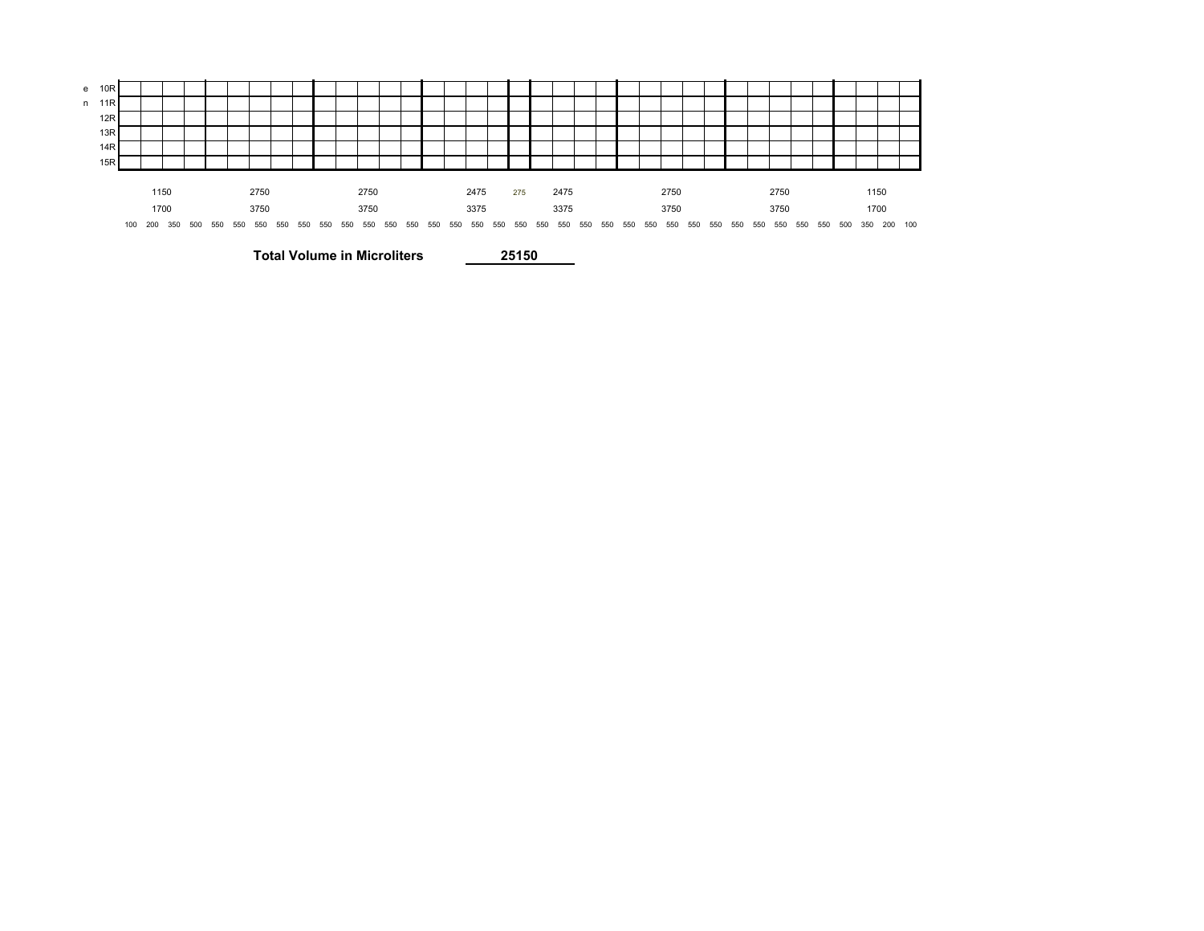| | | | | | | | | | | | | | | | | | | | | | | | | | | | | | | | | | | | | | |
|---|---|---|---|---|---|---|---|---|---|---|---|---|---|---|---|---|---|---|---|---|---|---|---|---|---|---|---|---|---|---|---|---|---|---|---|---|---|
| e | 10R | | | | | | | | | | | | | | | | | | | | | | | | | | | | | | | | | | | | |
| n | 11R | | | | | | | | | | | | | | | | | | | | | | | | | | | | | | | | | | | | |
| | 12R | | | | | | | | | | | | | | | | | | | | | | | | | | | | | | | | | | | | |
| | 13R | | | | | | | | | | | | | | | | | | | | | | | | | | | | | | | | | | | | |
| | 14R | | | | | | | | | | | | | | | | | | | | | | | | | | | | | | | | | | | | |
| | 15R | | | | | | | | | | | | | | | | | | | | | | | | | | | | | | | | | | | | |

1150 2750 2750 2475 275 2475 2750 2750 1150

1700 3750 3750 3375 3375 3750 3750 1700

100 200 350 500 550 550 550 550 550 550 550 550 550 550 550 550 550 550 550 550 550 550 550 550 550 550 550 550 550 550 550 550 550 550 500 350 200 100

**Total Volume in Microliters** **25150**